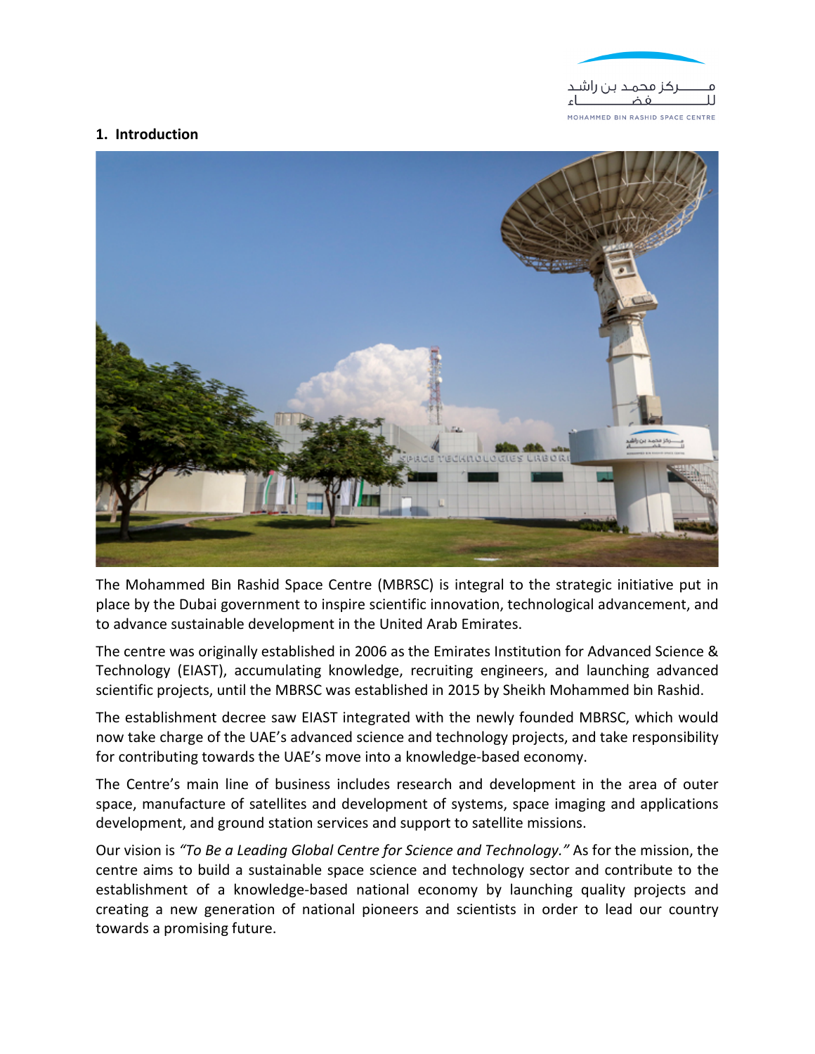## 1. Introduction

The Mohammed Bin Rashid Space Centre (MBRSC) is integral to the strategic initiative put in place by the Dubai government to inspire scientific innovation, technological advancement, and to advance sustainable development in the United Arab Emirates.

The centre was originally established in 2006 as the Emirates Institution for Advanced Science & Technology (EIAST), accumulating knowledge, recruiting engineers, and launching advanced scientific projects, until the MBRSC was established in 2015 by Sheikh Mohammed bin Rashid.

The establishment decree saw EIAST integrated with the newly founded MBRSC, which would now take charge of the UAE's advanced science and technology projects, and take responsibility for contributing towards the UAE's move into a knowledge-based economy.

The Centre's main line of business includes research and development in the area of outer space, manufacture of satellites and development of systems, space imaging and applications development, and ground station services and support to satellite missions.

Our vision is *"To Be a Leading Global Centre for Science and Technology."* As for the mission, the centre aims to build a sustainable space science and technology sector and contribute to the establishment of a knowledge-based national economy by launching quality projects and creating a new generation of national pioneers and scientists in order to lead our country towards a promising future.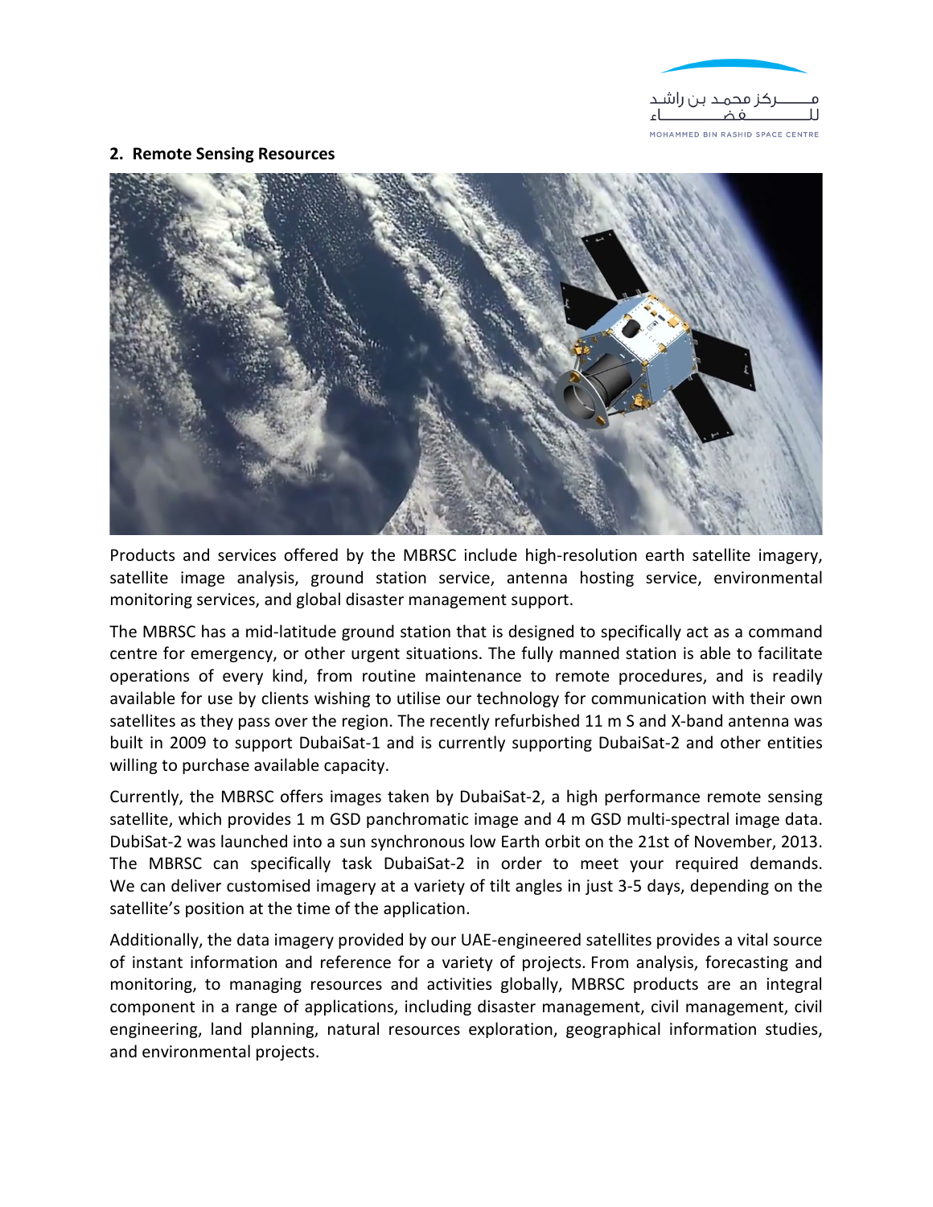## 2. Remote Sensing Resources

Products and services offered by the MBRSC include high-resolution earth satellite imagery, satellite image analysis, ground station service, antenna hosting service, environmental monitoring services, and global disaster management support.

The MBRSC has a mid-latitude ground station that is designed to specifically act as a command centre for emergency, or other urgent situations. The fully manned station is able to facilitate operations of every kind, from routine maintenance to remote procedures, and is readily available for use by clients wishing to utilise our technology for communication with their own satellites as they pass over the region. The recently refurbished 11 m S and X-band antenna was built in 2009 to support DubaiSat-1 and is currently supporting DubaiSat-2 and other entities willing to purchase available capacity.

Currently, the MBRSC offers images taken by DubaiSat-2, a high performance remote sensing satellite, which provides 1 m GSD panchromatic image and 4 m GSD multi-spectral image data. DubiSat-2 was launched into a sun synchronous low Earth orbit on the 21st of November, 2013. The MBRSC can specifically task DubaiSat-2 in order to meet your required demands. We can deliver customised imagery at a variety of tilt angles in just 3-5 days, depending on the satellite's position at the time of the application.

Additionally, the data imagery provided by our UAE-engineered satellites provides a vital source of instant information and reference for a variety of projects. From analysis, forecasting and monitoring, to managing resources and activities globally, MBRSC products are an integral component in a range of applications, including disaster management, civil management, civil engineering, land planning, natural resources exploration, geographical information studies, and environmental projects.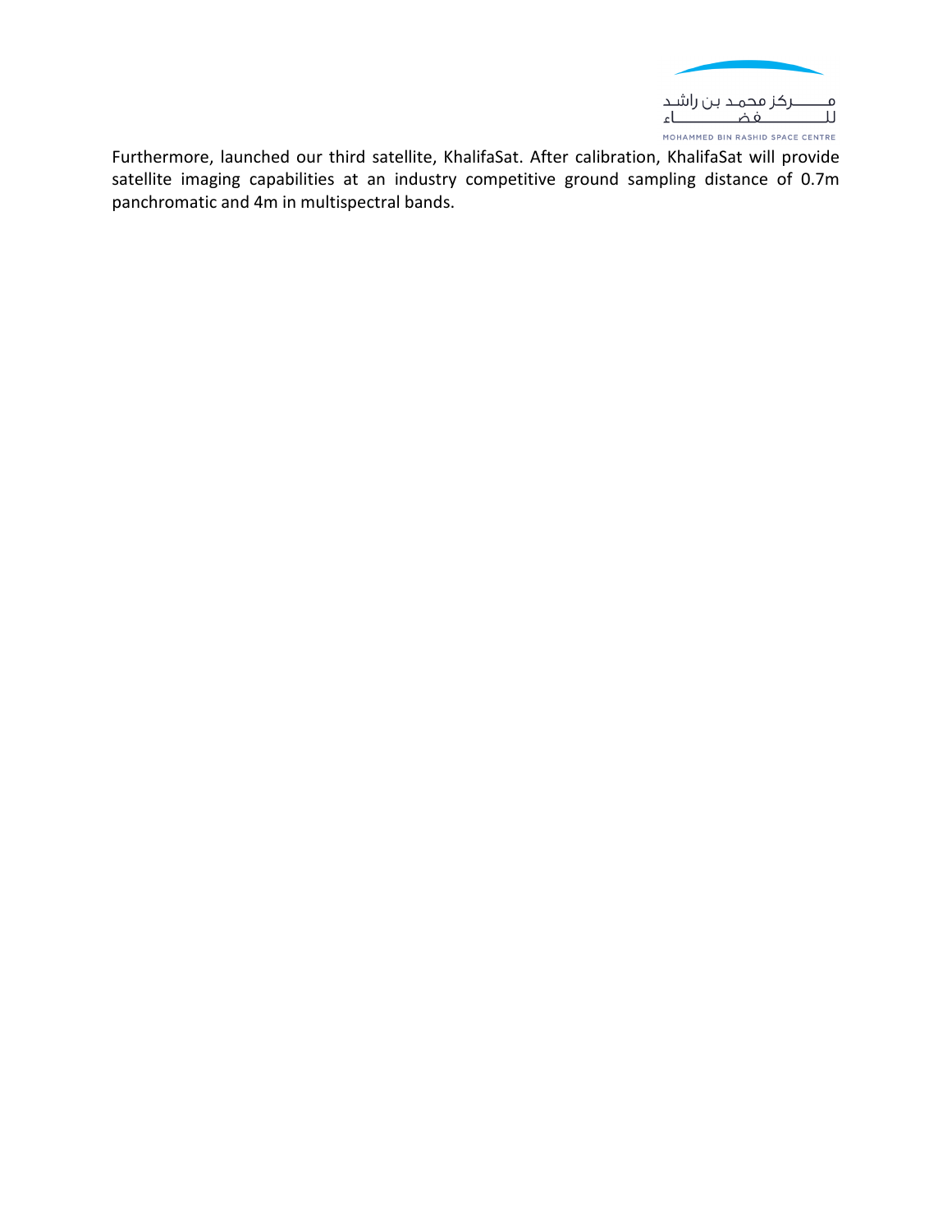Furthermore, launched our third satellite, KhalifaSat. After calibration, KhalifaSat will provide satellite imaging capabilities at an industry competitive ground sampling distance of 0.7m panchromatic and 4m in multispectral bands.